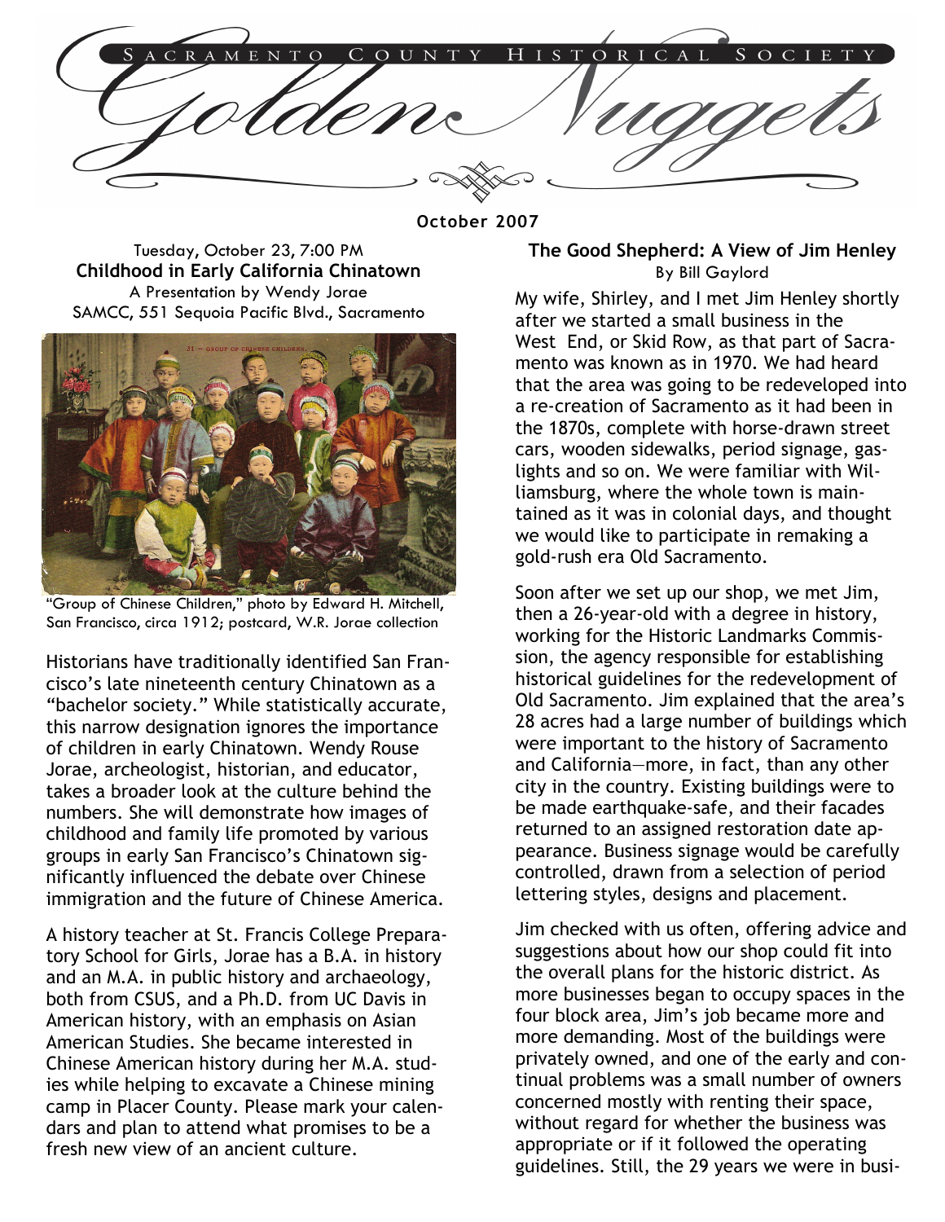# Sacramento County Historical Society

# Golden Nuggets

**October 2007**

Tuesday, October 23, 7:00 PM

**Childhood in Early California Chinatown**

A Presentation by Wendy Jorae

SAMCC, 551 Sequoia Pacific Blvd., Sacramento

"Group of Chinese Children," photo by Edward H. Mitchell, San Francisco, circa 1912; postcard, W.R. Jorae collection

Historians have traditionally identified San Francisco's late nineteenth century Chinatown as a "bachelor society." While statistically accurate, this narrow designation ignores the importance of children in early Chinatown. Wendy Rouse Jorae, archeologist, historian, and educator, takes a broader look at the culture behind the numbers. She will demonstrate how images of childhood and family life promoted by various groups in early San Francisco's Chinatown significantly influenced the debate over Chinese immigration and the future of Chinese America.

A history teacher at St. Francis College Preparatory School for Girls, Jorae has a B.A. in history and an M.A. in public history and archaeology, both from CSUS, and a Ph.D. from UC Davis in American history, with an emphasis on Asian American Studies. She became interested in Chinese American history during her M.A. studies while helping to excavate a Chinese mining camp in Placer County. Please mark your calendars and plan to attend what promises to be a fresh new view of an ancient culture.

## The Good Shepherd: A View of Jim Henley

By Bill Gaylord

My wife, Shirley, and I met Jim Henley shortly after we started a small business in the West End, or Skid Row, as that part of Sacramento was known as in 1970. We had heard that the area was going to be redeveloped into a re-creation of Sacramento as it had been in the 1870s, complete with horse-drawn street cars, wooden sidewalks, period signage, gaslights and so on. We were familiar with Williamsburg, where the whole town is maintained as it was in colonial days, and thought we would like to participate in remaking a gold-rush era Old Sacramento.

Soon after we set up our shop, we met Jim, then a 26-year-old with a degree in history, working for the Historic Landmarks Commission, the agency responsible for establishing historical guidelines for the redevelopment of Old Sacramento. Jim explained that the area's 28 acres had a large number of buildings which were important to the history of Sacramento and California—more, in fact, than any other city in the country. Existing buildings were to be made earthquake-safe, and their facades returned to an assigned restoration date appearance. Business signage would be carefully controlled, drawn from a selection of period lettering styles, designs and placement.

Jim checked with us often, offering advice and suggestions about how our shop could fit into the overall plans for the historic district. As more businesses began to occupy spaces in the four block area, Jim's job became more and more demanding. Most of the buildings were privately owned, and one of the early and continual problems was a small number of owners concerned mostly with renting their space, without regard for whether the business was appropriate or if it followed the operating guidelines. Still, the 29 years we were in busi-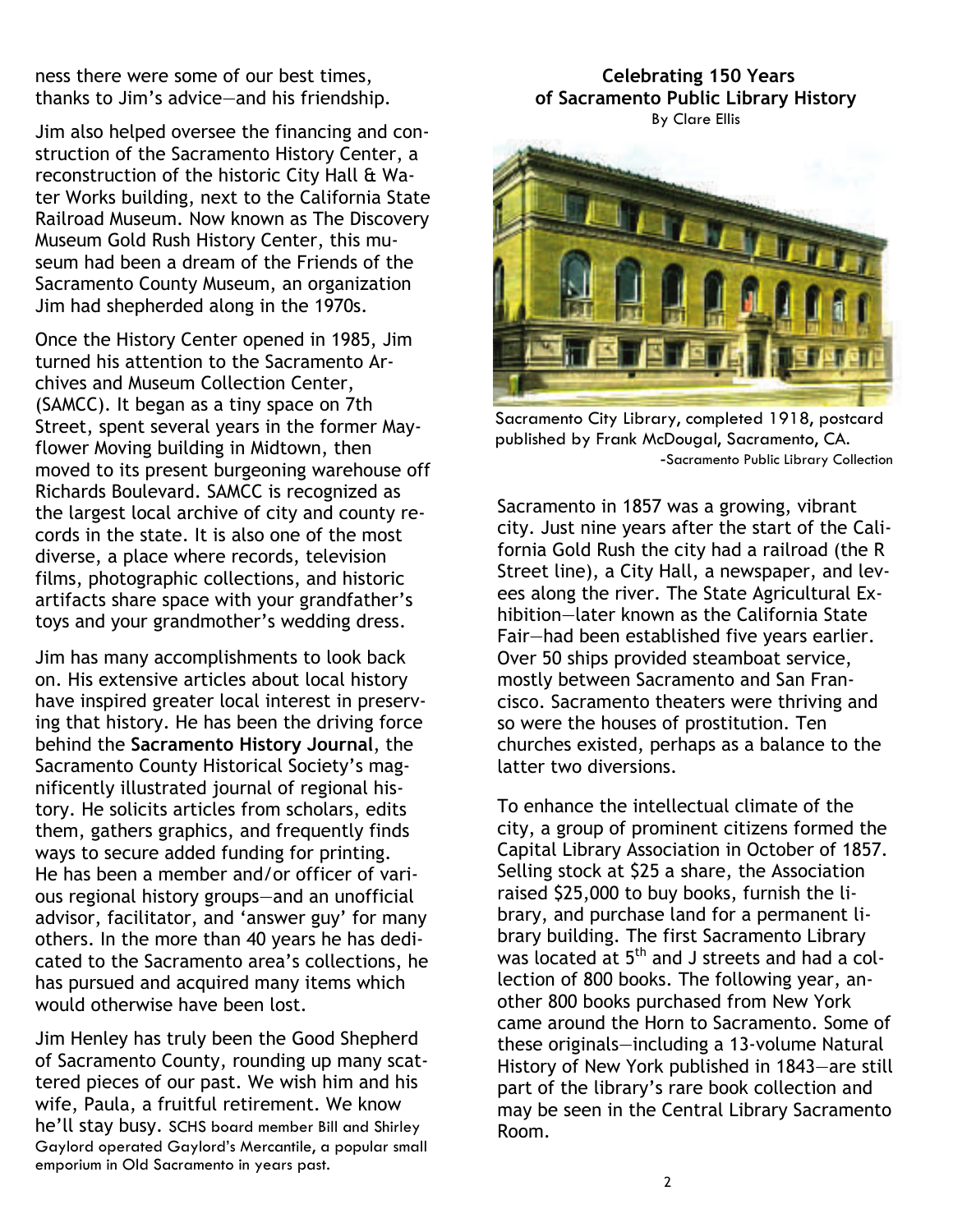ness there were some of our best times, thanks to Jim's advice—and his friendship.

Jim also helped oversee the financing and construction of the Sacramento History Center, a reconstruction of the historic City Hall & Water Works building, next to the California State Railroad Museum. Now known as The Discovery Museum Gold Rush History Center, this museum had been a dream of the Friends of the Sacramento County Museum, an organization Jim had shepherded along in the 1970s.

Once the History Center opened in 1985, Jim turned his attention to the Sacramento Archives and Museum Collection Center, (SAMCC). It began as a tiny space on 7th Street, spent several years in the former Mayflower Moving building in Midtown, then moved to its present burgeoning warehouse off Richards Boulevard. SAMCC is recognized as the largest local archive of city and county records in the state. It is also one of the most diverse, a place where records, television films, photographic collections, and historic artifacts share space with your grandfather's toys and your grandmother's wedding dress.

Jim has many accomplishments to look back on. His extensive articles about local history have inspired greater local interest in preserving that history. He has been the driving force behind the **Sacramento History Journal**, the Sacramento County Historical Society's magnificently illustrated journal of regional history. He solicits articles from scholars, edits them, gathers graphics, and frequently finds ways to secure added funding for printing. He has been a member and/or officer of various regional history groups—and an unofficial advisor, facilitator, and 'answer guy' for many others. In the more than 40 years he has dedicated to the Sacramento area's collections, he has pursued and acquired many items which would otherwise have been lost.

Jim Henley has truly been the Good Shepherd of Sacramento County, rounding up many scattered pieces of our past. We wish him and his wife, Paula, a fruitful retirement. We know he'll stay busy. SCHS board member Bill and Shirley Gaylord operated Gaylord's Mercantile, a popular small emporium in Old Sacramento in years past.

## Celebrating 150 Years of Sacramento Public Library History

By Clare Ellis

Sacramento City Library, completed 1918, postcard published by Frank McDougal, Sacramento, CA.
-Sacramento Public Library Collection

Sacramento in 1857 was a growing, vibrant city. Just nine years after the start of the California Gold Rush the city had a railroad (the R Street line), a City Hall, a newspaper, and levees along the river. The State Agricultural Exhibition—later known as the California State Fair—had been established five years earlier. Over 50 ships provided steamboat service, mostly between Sacramento and San Francisco. Sacramento theaters were thriving and so were the houses of prostitution. Ten churches existed, perhaps as a balance to the latter two diversions.

To enhance the intellectual climate of the city, a group of prominent citizens formed the Capital Library Association in October of 1857. Selling stock at $25 a share, the Association raised $25,000 to buy books, furnish the library, and purchase land for a permanent library building. The first Sacramento Library was located at 5th and J streets and had a collection of 800 books. The following year, another 800 books purchased from New York came around the Horn to Sacramento. Some of these originals—including a 13-volume Natural History of New York published in 1843—are still part of the library's rare book collection and may be seen in the Central Library Sacramento Room.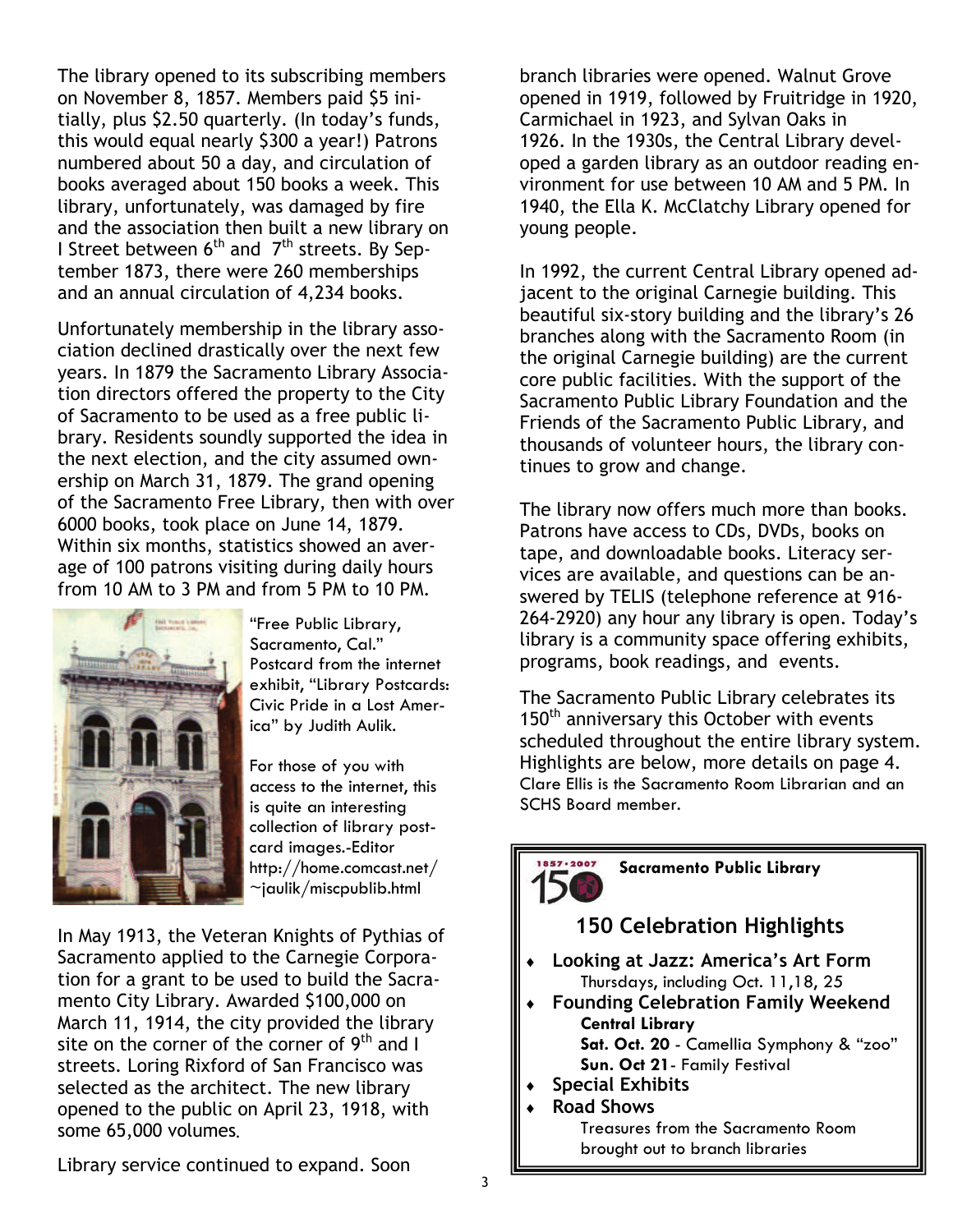The library opened to its subscribing members on November 8, 1857. Members paid $5 initially, plus $2.50 quarterly. (In today's funds, this would equal nearly $300 a year!) Patrons numbered about 50 a day, and circulation of books averaged about 150 books a week. This library, unfortunately, was damaged by fire and the association then built a new library on I Street between 6th and 7th streets. By September 1873, there were 260 memberships and an annual circulation of 4,234 books.

Unfortunately membership in the library association declined drastically over the next few years. In 1879 the Sacramento Library Association directors offered the property to the City of Sacramento to be used as a free public library. Residents soundly supported the idea in the next election, and the city assumed ownership on March 31, 1879. The grand opening of the Sacramento Free Library, then with over 6000 books, took place on June 14, 1879. Within six months, statistics showed an average of 100 patrons visiting during daily hours from 10 AM to 3 PM and from 5 PM to 10 PM.

"Free Public Library, Sacramento, Cal." Postcard from the internet exhibit, "Library Postcards: Civic Pride in a Lost America" by Judith Aulik.

For those of you with access to the internet, this is quite an interesting collection of library postcard images.-Editor http://home.comcast.net/~jaulik/miscpublib.html

In May 1913, the Veteran Knights of Pythias of Sacramento applied to the Carnegie Corporation for a grant to be used to build the Sacramento City Library. Awarded $100,000 on March 11, 1914, the city provided the library site on the corner of the corner of 9th and I streets. Loring Rixford of San Francisco was selected as the architect. The new library opened to the public on April 23, 1918, with some 65,000 volumes.

Library service continued to expand. Soon branch libraries were opened. Walnut Grove opened in 1919, followed by Fruitridge in 1920, Carmichael in 1923, and Sylvan Oaks in 1926. In the 1930s, the Central Library developed a garden library as an outdoor reading environment for use between 10 AM and 5 PM. In 1940, the Ella K. McClatchy Library opened for young people.

In 1992, the current Central Library opened adjacent to the original Carnegie building. This beautiful six-story building and the library's 26 branches along with the Sacramento Room (in the original Carnegie building) are the current core public facilities. With the support of the Sacramento Public Library Foundation and the Friends of the Sacramento Public Library, and thousands of volunteer hours, the library continues to grow and change.

The library now offers much more than books. Patrons have access to CDs, DVDs, books on tape, and downloadable books. Literacy services are available, and questions can be answered by TELIS (telephone reference at 916-264-2920) any hour any library is open. Today's library is a community space offering exhibits, programs, book readings, and events.

The Sacramento Public Library celebrates its 150th anniversary this October with events scheduled throughout the entire library system. Highlights are below, more details on page 4.

Clare Ellis is the Sacramento Room Librarian and an SCHS Board member.

1857 • 2007 150 **Sacramento Public Library**

## 150 Celebration Highlights

- **Looking at Jazz: America's Art Form**
  Thursdays, including Oct. 11,18, 25
- **Founding Celebration Family Weekend**
  **Central Library**
  **Sat. Oct. 20** - Camellia Symphony & "zoo"
  **Sun. Oct 21**- Family Festival
- **Special Exhibits**
- **Road Shows**
  Treasures from the Sacramento Room brought out to branch libraries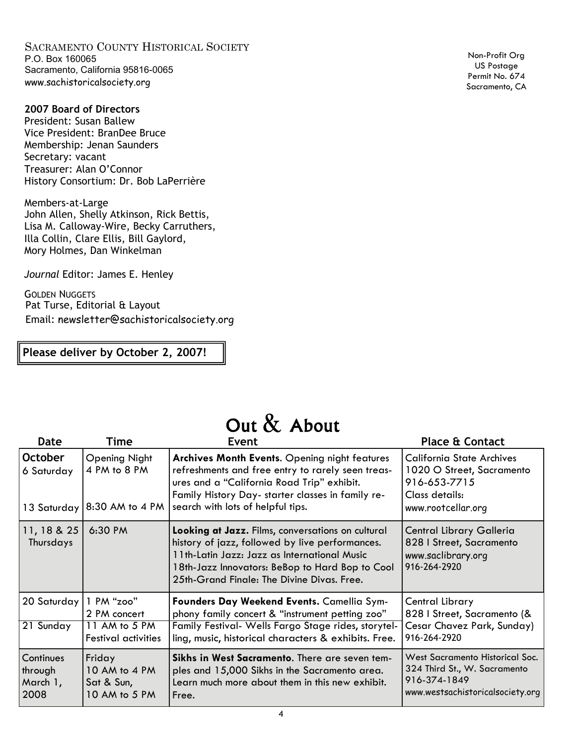SACRAMENTO COUNTY HISTORICAL SOCIETY
P.O. Box 160065
Sacramento, California 95816-0065
www.sachistoricalsociety.org

Non-Profit Org
US Postage
Permit No. 674
Sacramento, CA

**2007 Board of Directors**
President: Susan Ballew
Vice President: BranDee Bruce
Membership: Jenan Saunders
Secretary: vacant
Treasurer: Alan O'Connor
History Consortium: Dr. Bob LaPerrière

Members-at-Large
John Allen, Shelly Atkinson, Rick Bettis, Lisa M. Calloway-Wire, Becky Carruthers, Illa Collin, Clare Ellis, Bill Gaylord, Mory Holmes, Dan Winkelman

*Journal* Editor: James E. Henley

GOLDEN NUGGETS
Pat Turse, Editorial & Layout
Email: newsletter@sachistoricalsociety.org

**Please deliver by October 2, 2007!**

# Out & About

| Date | Time | Event | Place & Contact |
|---|---|---|---|
| **October** 6 Saturday<br><br>13 Saturday | Opening Night 4 PM to 8 PM<br><br>8:30 AM to 4 PM | **Archives Month Events**. Opening night features refreshments and free entry to rarely seen treasures and a "California Road Trip" exhibit. Family History Day- starter classes in family research with lots of helpful tips. | California State Archives 1020 O Street, Sacramento 916-653-7715 Class details: www.rootcellar.org |
| 11, 18 & 25 Thursdays | 6:30 PM | **Looking at Jazz.** Films, conversations on cultural history of jazz, followed by live performances. 11th-Latin Jazz: Jazz as International Music 18th-Jazz Innovators: BeBop to Hard Bop to Cool 25th-Grand Finale: The Divine Divas. Free. | Central Library Galleria 828 I Street, Sacramento www.saclibrary.org 916-264-2920 |
| 20 Saturday<br><br>21 Sunday | 1 PM "zoo" 2 PM concert<br><br>11 AM to 5 PM Festival activities | **Founders Day Weekend Events.** Camellia Symphony family concert & "instrument petting zoo" Family Festival- Wells Fargo Stage rides, storytelling, music, historical characters & exhibits. Free. | Central Library 828 I Street, Sacramento (& Cesar Chavez Park, Sunday) 916-264-2920 |
| Continues through March 1, 2008 | Friday 10 AM to 4 PM Sat & Sun, 10 AM to 5 PM | **Sikhs in West Sacramento**. There are seven temples and 15,000 Sikhs in the Sacramento area. Learn much more about them in this new exhibit. Free. | West Sacramento Historical Soc. 324 Third St., W. Sacramento 916-374-1849 www.westsachistoricalsociety.org |